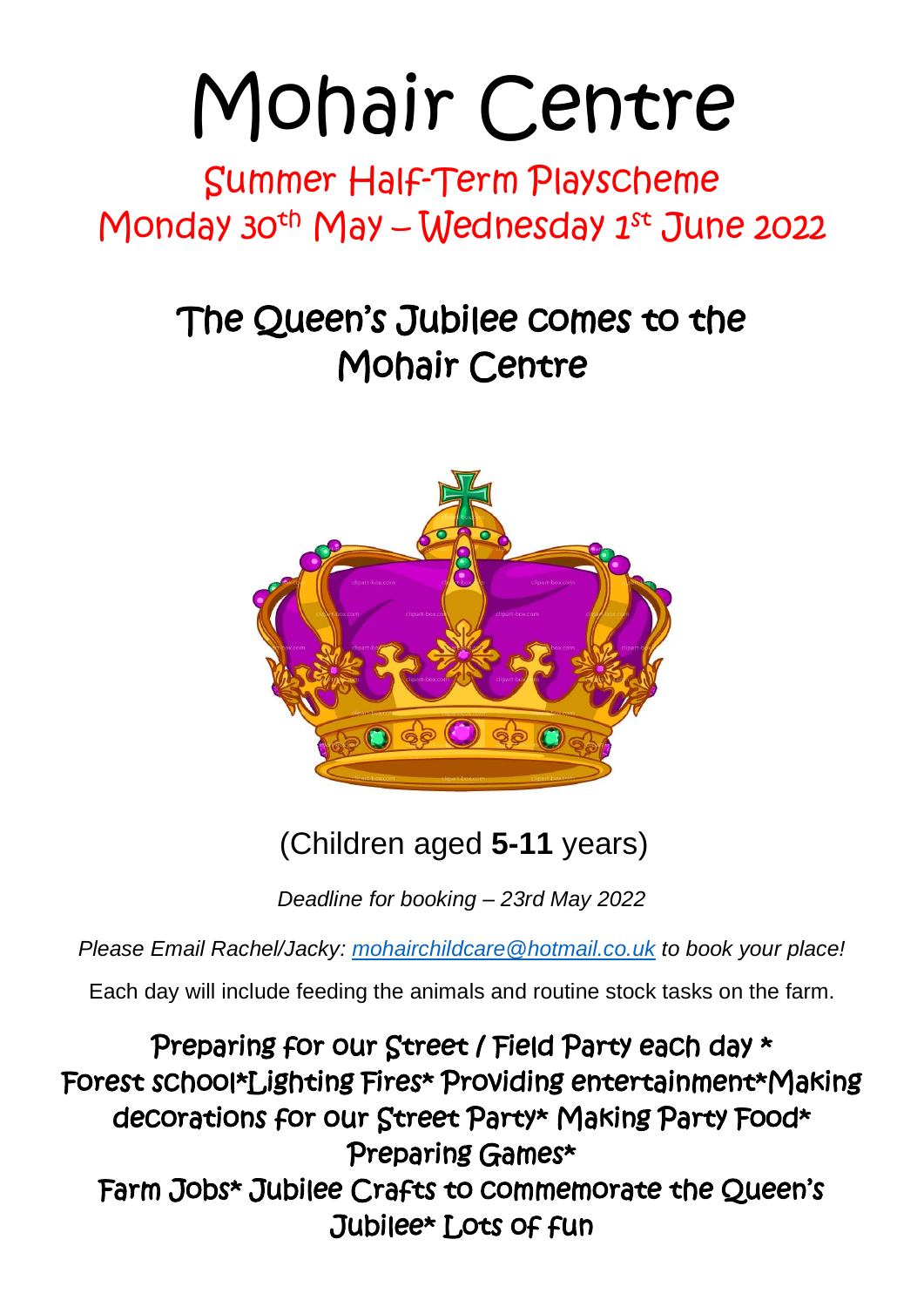# Mohair Centre

## Summer Half-Term Playscheme
## Monday 30th May – Wednesday 1st June 2022

## The Queen's Jubilee comes to the Mohair Centre

(Children aged **5-11** years)

*Deadline for booking – 23rd May 2022*

*Please Email Rachel/Jacky: mohairchildcare@hotmail.co.uk to book your place!*

Each day will include feeding the animals and routine stock tasks on the farm.

Preparing for our Street / Field Party each day * Forest school*Lighting Fires* Providing entertainment*Making decorations for our Street Party* Making Party Food* Preparing Games* Farm Jobs* Jubilee Crafts to commemorate the Queen's Jubilee* Lots of fun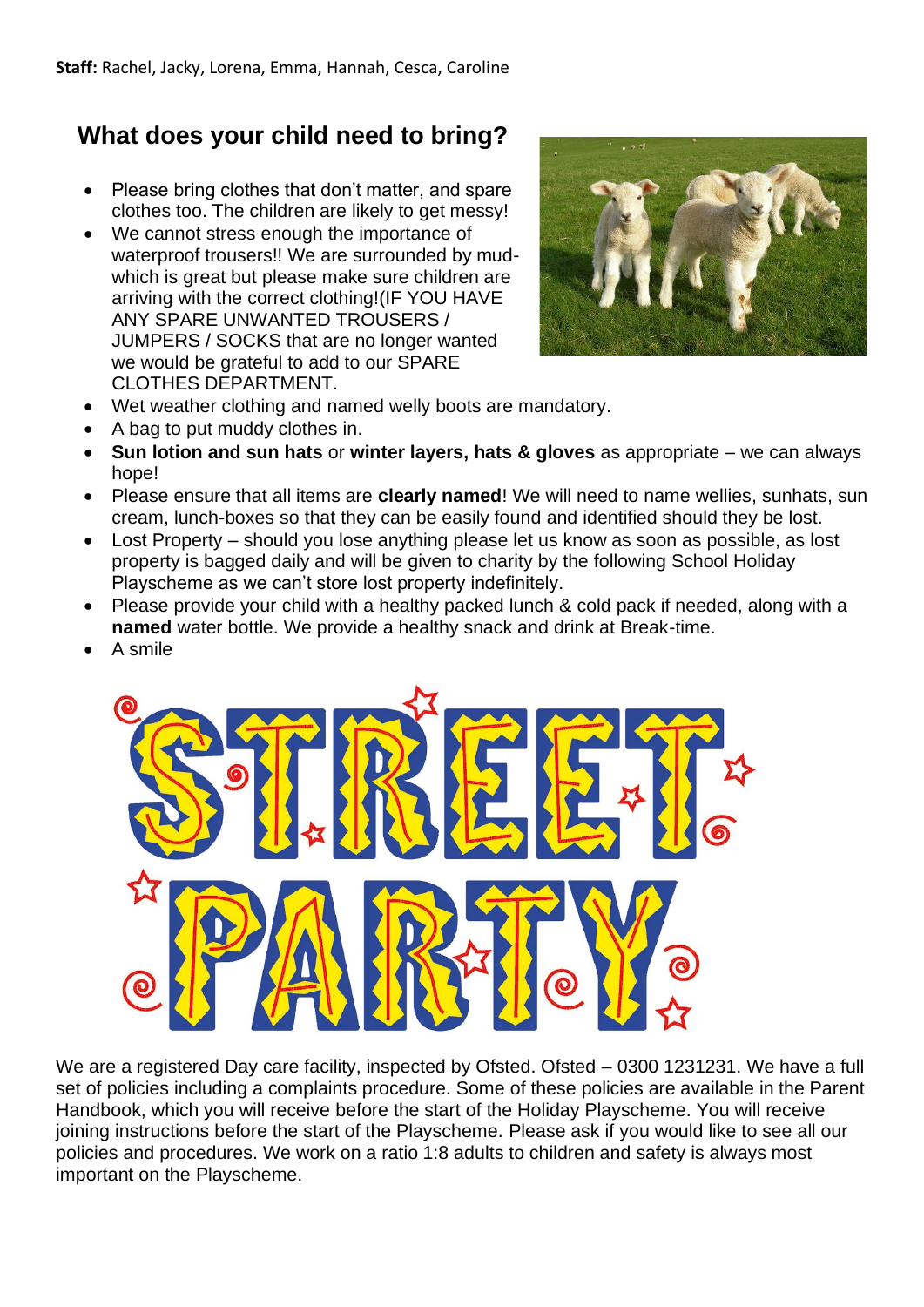**Staff:** Rachel, Jacky, Lorena, Emma, Hannah, Cesca, Caroline

## What does your child need to bring?

- Please bring clothes that don't matter, and spare clothes too. The children are likely to get messy!
- We cannot stress enough the importance of waterproof trousers!! We are surrounded by mud- which is great but please make sure children are arriving with the correct clothing!(IF YOU HAVE ANY SPARE UNWANTED TROUSERS / JUMPERS / SOCKS that are no longer wanted we would be grateful to add to our SPARE CLOTHES DEPARTMENT.
- Wet weather clothing and named welly boots are mandatory.
- A bag to put muddy clothes in.
- **Sun lotion and sun hats** or **winter layers, hats & gloves** as appropriate – we can always hope!
- Please ensure that all items are **clearly named**! We will need to name wellies, sunhats, sun cream, lunch-boxes so that they can be easily found and identified should they be lost.
- Lost Property – should you lose anything please let us know as soon as possible, as lost property is bagged daily and will be given to charity by the following School Holiday Playscheme as we can't store lost property indefinitely.
- Please provide your child with a healthy packed lunch & cold pack if needed, along with a **named** water bottle. We provide a healthy snack and drink at Break-time.
- A smile

STREET PARTY

We are a registered Day care facility, inspected by Ofsted. Ofsted – 0300 1231231. We have a full set of policies including a complaints procedure. Some of these policies are available in the Parent Handbook, which you will receive before the start of the Holiday Playscheme. You will receive joining instructions before the start of the Playscheme. Please ask if you would like to see all our policies and procedures. We work on a ratio 1:8 adults to children and safety is always most important on the Playscheme.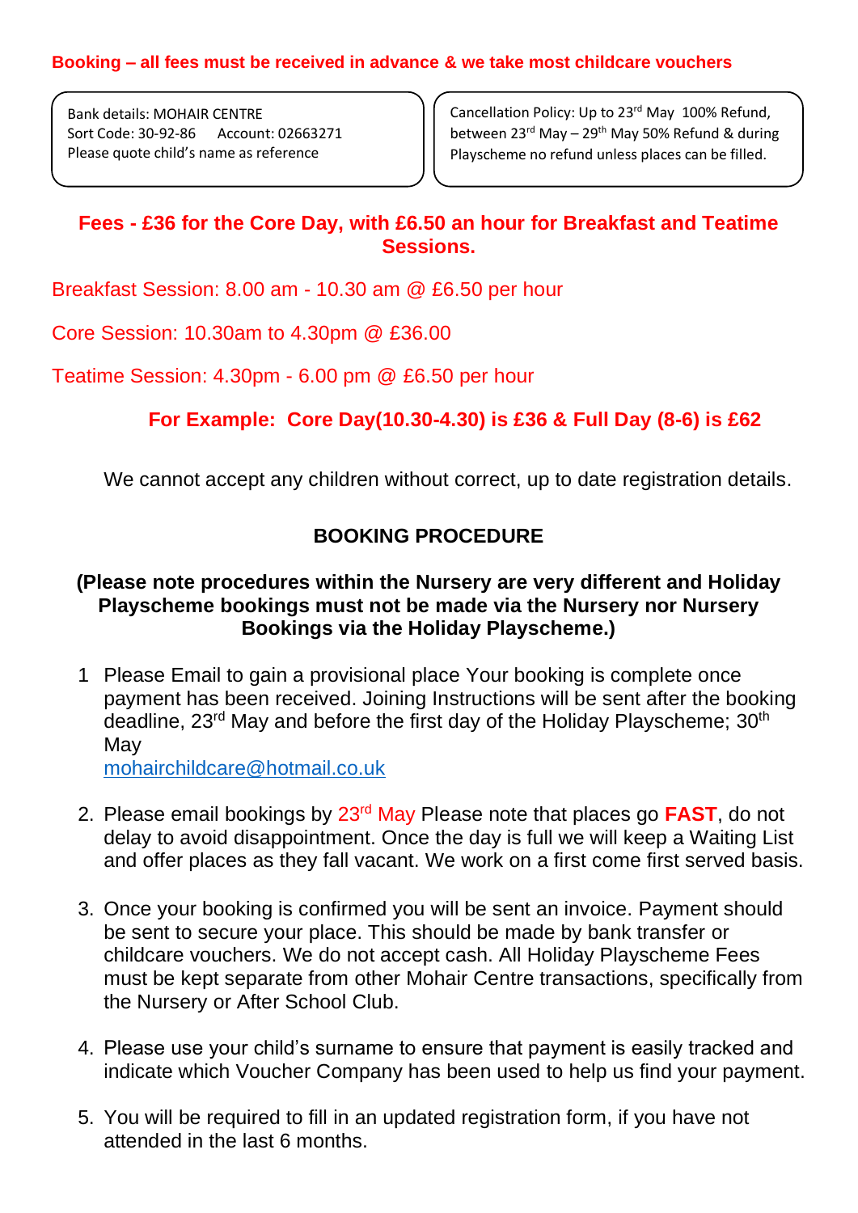**Booking – all fees must be received in advance & we take most childcare vouchers**

Bank details: MOHAIR CENTRE
Sort Code: 30-92-86 Account: 02663271
Please quote child's name as reference

Cancellation Policy: Up to 23rd May 100% Refund, between 23rd May – 29th May 50% Refund & during Playscheme no refund unless places can be filled.

**Fees - £36 for the Core Day, with £6.50 an hour for Breakfast and Teatime Sessions.**

Breakfast Session: 8.00 am - 10.30 am @ £6.50 per hour

Core Session: 10.30am to 4.30pm @ £36.00

Teatime Session: 4.30pm - 6.00 pm @ £6.50 per hour

**For Example: Core Day(10.30-4.30) is £36 & Full Day (8-6) is £62**

We cannot accept any children without correct, up to date registration details.

## BOOKING PROCEDURE

**(Please note procedures within the Nursery are very different and Holiday Playscheme bookings must not be made via the Nursery nor Nursery Bookings via the Holiday Playscheme.)**

1. Please Email to gain a provisional place Your booking is complete once payment has been received. Joining Instructions will be sent after the booking deadline, 23rd May and before the first day of the Holiday Playscheme; 30th May
   mohairchildcare@hotmail.co.uk

2. Please email bookings by 23rd May Please note that places go **FAST**, do not delay to avoid disappointment. Once the day is full we will keep a Waiting List and offer places as they fall vacant. We work on a first come first served basis.

3. Once your booking is confirmed you will be sent an invoice. Payment should be sent to secure your place. This should be made by bank transfer or childcare vouchers. We do not accept cash. All Holiday Playscheme Fees must be kept separate from other Mohair Centre transactions, specifically from the Nursery or After School Club.

4. Please use your child's surname to ensure that payment is easily tracked and indicate which Voucher Company has been used to help us find your payment.

5. You will be required to fill in an updated registration form, if you have not attended in the last 6 months.